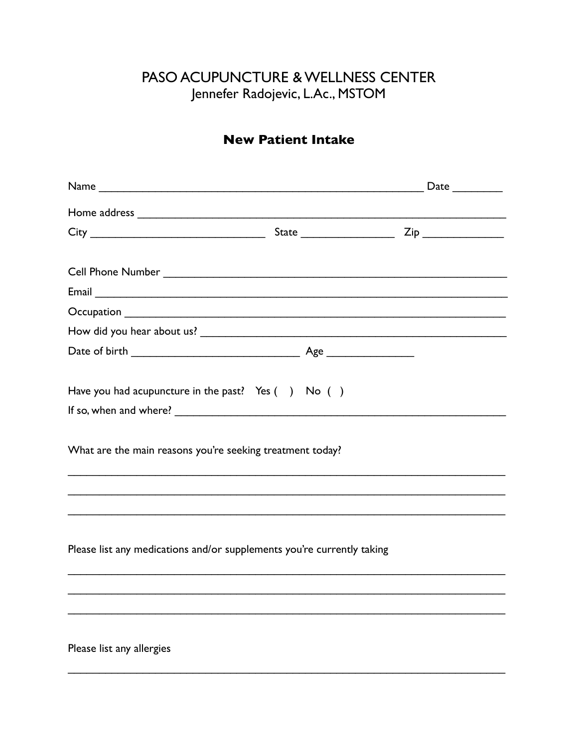# PASO ACUPUNCTURE & WELLNESS CENTER

Jennefer Radojevic, L.Ac., MSTOM

## New Patient Intake

Name ________________________________________________________ Date ________

Home address ____________________________________________________________

City ______________________________ State ________________ Zip ______________

Cell Phone Number ________________________________________________________

Email ___________________________________________________________________

Occupation ______________________________________________________________

How did you hear about us? ________________________________________________

Date of birth ____________________________ Age ______________

Have you had acupuncture in the past? Yes (  ) No (  )

If so, when and where? _____________________________________________________

What are the main reasons you're seeking treatment today?

___________________________________________________________________________

___________________________________________________________________________

___________________________________________________________________________

Please list any medications and/or supplements you're currently taking

___________________________________________________________________________

___________________________________________________________________________

___________________________________________________________________________

Please list any allergies

___________________________________________________________________________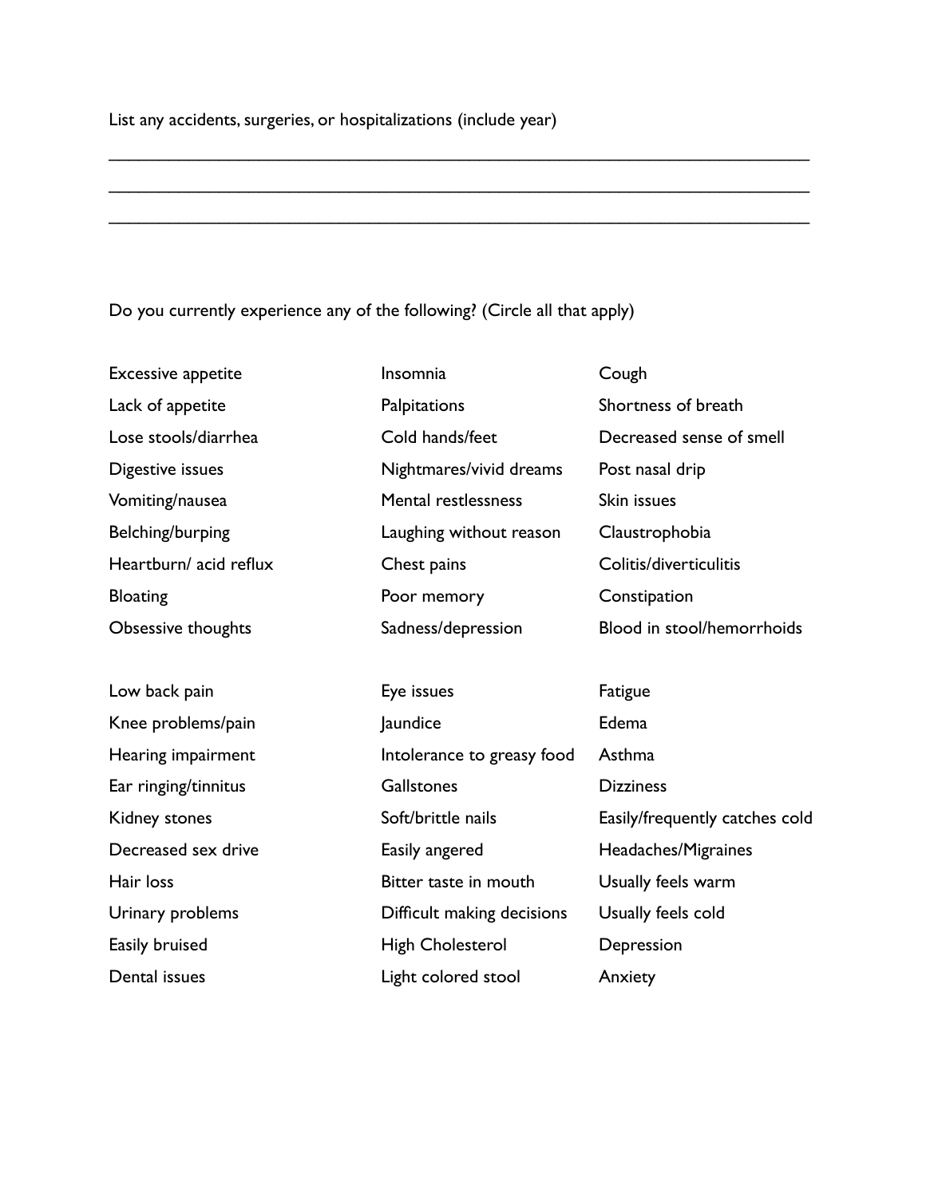List any accidents, surgeries, or hospitalizations (include year)

______________________________________________________________________

______________________________________________________________________

______________________________________________________________________

Do you currently experience any of the following? (Circle all that apply)

| | | |
|---|---|---|
| Excessive appetite | Insomnia | Cough |
| Lack of appetite | Palpitations | Shortness of breath |
| Lose stools/diarrhea | Cold hands/feet | Decreased sense of smell |
| Digestive issues | Nightmares/vivid dreams | Post nasal drip |
| Vomiting/nausea | Mental restlessness | Skin issues |
| Belching/burping | Laughing without reason | Claustrophobia |
| Heartburn/ acid reflux | Chest pains | Colitis/diverticulitis |
| Bloating | Poor memory | Constipation |
| Obsessive thoughts | Sadness/depression | Blood in stool/hemorrhoids |

| | | |
|---|---|---|
| Low back pain | Eye issues | Fatigue |
| Knee problems/pain | Jaundice | Edema |
| Hearing impairment | Intolerance to greasy food | Asthma |
| Ear ringing/tinnitus | Gallstones | Dizziness |
| Kidney stones | Soft/brittle nails | Easily/frequently catches cold |
| Decreased sex drive | Easily angered | Headaches/Migraines |
| Hair loss | Bitter taste in mouth | Usually feels warm |
| Urinary problems | Difficult making decisions | Usually feels cold |
| Easily bruised | High Cholesterol | Depression |
| Dental issues | Light colored stool | Anxiety |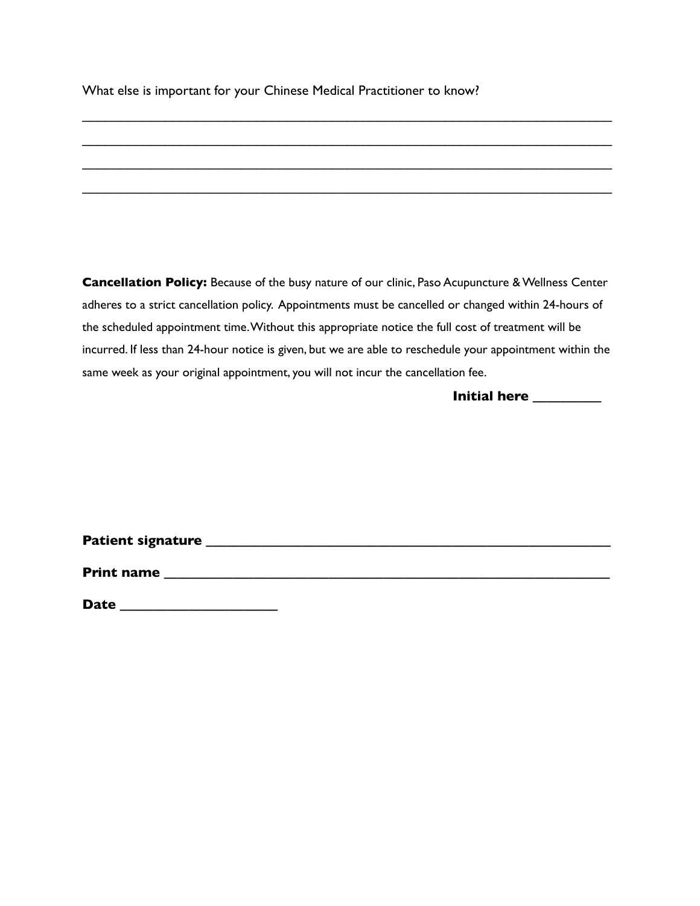What else is important for your Chinese Medical Practitioner to know?

______________________________________________________________________________

______________________________________________________________________________

______________________________________________________________________________

______________________________________________________________________________

**Cancellation Policy:** Because of the busy nature of our clinic, Paso Acupuncture & Wellness Center adheres to a strict cancellation policy. Appointments must be cancelled or changed within 24-hours of the scheduled appointment time. Without this appropriate notice the full cost of treatment will be incurred. If less than 24-hour notice is given, but we are able to reschedule your appointment within the same week as your original appointment, you will not incur the cancellation fee.

**Initial here** _________

**Patient signature** ______________________________________________________

**Print name** __________________________________________________________

**Date** _____________________